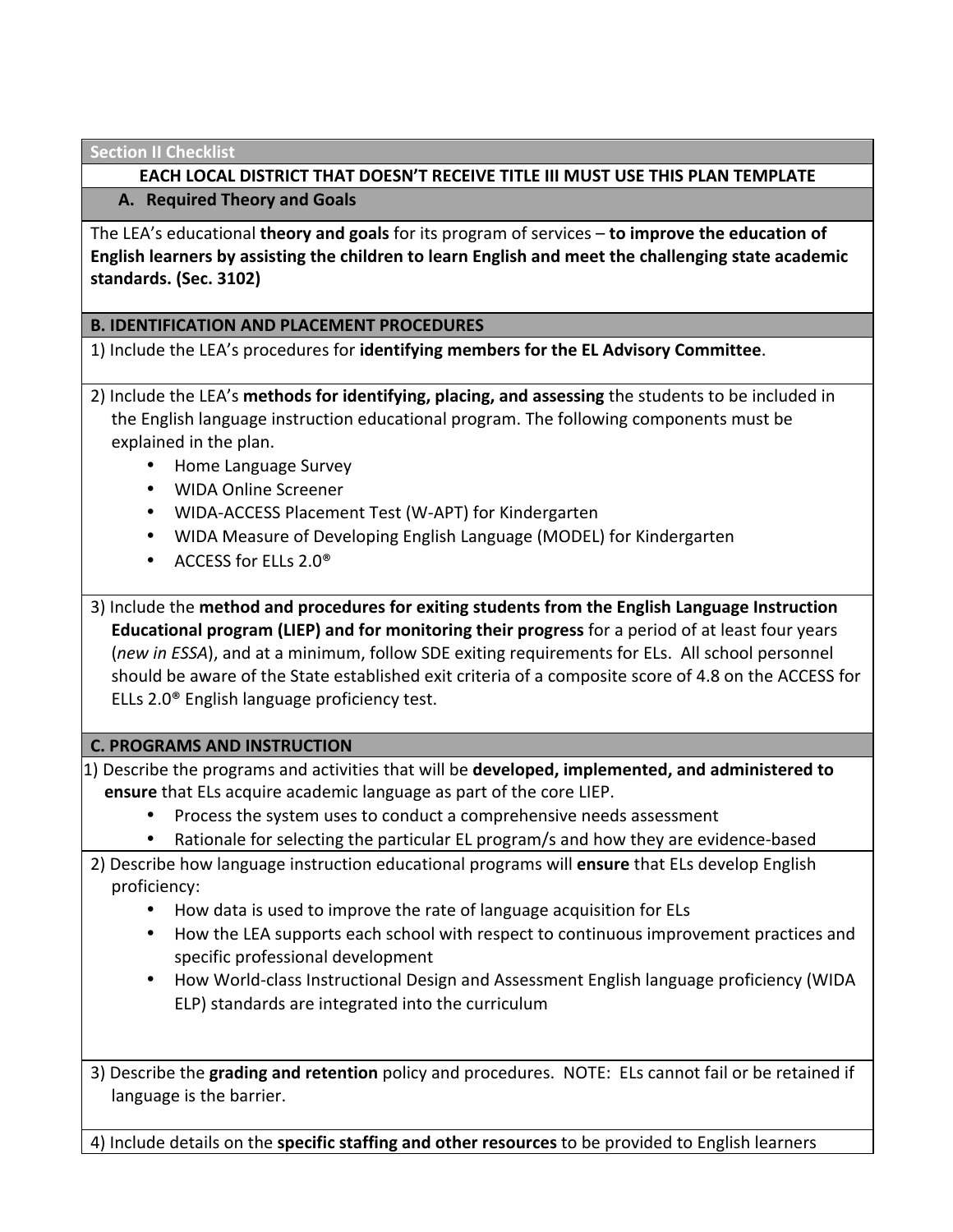## Section II Checklist

**EACH LOCAL DISTRICT THAT DOESN'T RECEIVE TITLE III MUST USE THIS PLAN TEMPLATE**

### A. Required Theory and Goals

The LEA's educational **theory and goals** for its program of services – **to improve the education of English learners by assisting the children to learn English and meet the challenging state academic standards. (Sec. 3102)**

### B. IDENTIFICATION AND PLACEMENT PROCEDURES

1) Include the LEA's procedures for **identifying members for the EL Advisory Committee**.

2) Include the LEA's **methods for identifying, placing, and assessing** the students to be included in the English language instruction educational program. The following components must be explained in the plan.
   - Home Language Survey
   - WIDA Online Screener
   - WIDA-ACCESS Placement Test (W-APT) for Kindergarten
   - WIDA Measure of Developing English Language (MODEL) for Kindergarten
   - ACCESS for ELLs 2.0®

3) Include the **method and procedures for exiting students from the English Language Instruction Educational program (LIEP) and for monitoring their progress** for a period of at least four years (*new in ESSA*), and at a minimum, follow SDE exiting requirements for ELs. All school personnel should be aware of the State established exit criteria of a composite score of 4.8 on the ACCESS for ELLs 2.0® English language proficiency test.

### C. PROGRAMS AND INSTRUCTION

1) Describe the programs and activities that will be **developed, implemented, and administered to ensure** that ELs acquire academic language as part of the core LIEP.
   - Process the system uses to conduct a comprehensive needs assessment
   - Rationale for selecting the particular EL program/s and how they are evidence-based

2) Describe how language instruction educational programs will **ensure** that ELs develop English proficiency:
   - How data is used to improve the rate of language acquisition for ELs
   - How the LEA supports each school with respect to continuous improvement practices and specific professional development
   - How World-class Instructional Design and Assessment English language proficiency (WIDA ELP) standards are integrated into the curriculum

3) Describe the **grading and retention** policy and procedures. NOTE: ELs cannot fail or be retained if language is the barrier.

4) Include details on the **specific staffing and other resources** to be provided to English learners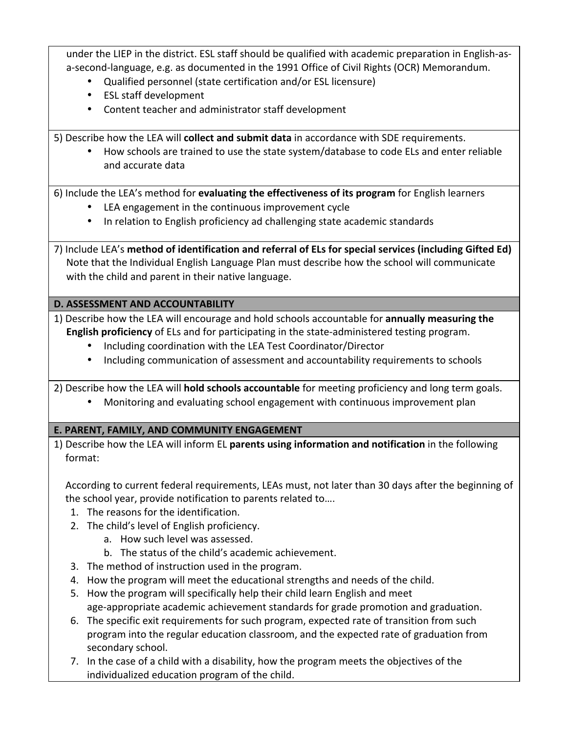under the LIEP in the district. ESL staff should be qualified with academic preparation in English-as-a-second-language, e.g. as documented in the 1991 Office of Civil Rights (OCR) Memorandum.

- Qualified personnel (state certification and/or ESL licensure)
- ESL staff development
- Content teacher and administrator staff development

5) Describe how the LEA will **collect and submit data** in accordance with SDE requirements.

- How schools are trained to use the state system/database to code ELs and enter reliable and accurate data

6) Include the LEA's method for **evaluating the effectiveness of its program** for English learners

- LEA engagement in the continuous improvement cycle
- In relation to English proficiency ad challenging state academic standards

7) Include LEA's **method of identification and referral of ELs for special services (including Gifted Ed)** Note that the Individual English Language Plan must describe how the school will communicate with the child and parent in their native language.

## D. ASSESSMENT AND ACCOUNTABILITY

1) Describe how the LEA will encourage and hold schools accountable for **annually measuring the English proficiency** of ELs and for participating in the state-administered testing program.

- Including coordination with the LEA Test Coordinator/Director
- Including communication of assessment and accountability requirements to schools

2) Describe how the LEA will **hold schools accountable** for meeting proficiency and long term goals.

- Monitoring and evaluating school engagement with continuous improvement plan

## E. PARENT, FAMILY, AND COMMUNITY ENGAGEMENT

1) Describe how the LEA will inform EL **parents using information and notification** in the following format:

According to current federal requirements, LEAs must, not later than 30 days after the beginning of the school year, provide notification to parents related to….

1. The reasons for the identification.
2. The child's level of English proficiency.
   a. How such level was assessed.
   b. The status of the child's academic achievement.
3. The method of instruction used in the program.
4. How the program will meet the educational strengths and needs of the child.
5. How the program will specifically help their child learn English and meet age-appropriate academic achievement standards for grade promotion and graduation.
6. The specific exit requirements for such program, expected rate of transition from such program into the regular education classroom, and the expected rate of graduation from secondary school.
7. In the case of a child with a disability, how the program meets the objectives of the individualized education program of the child.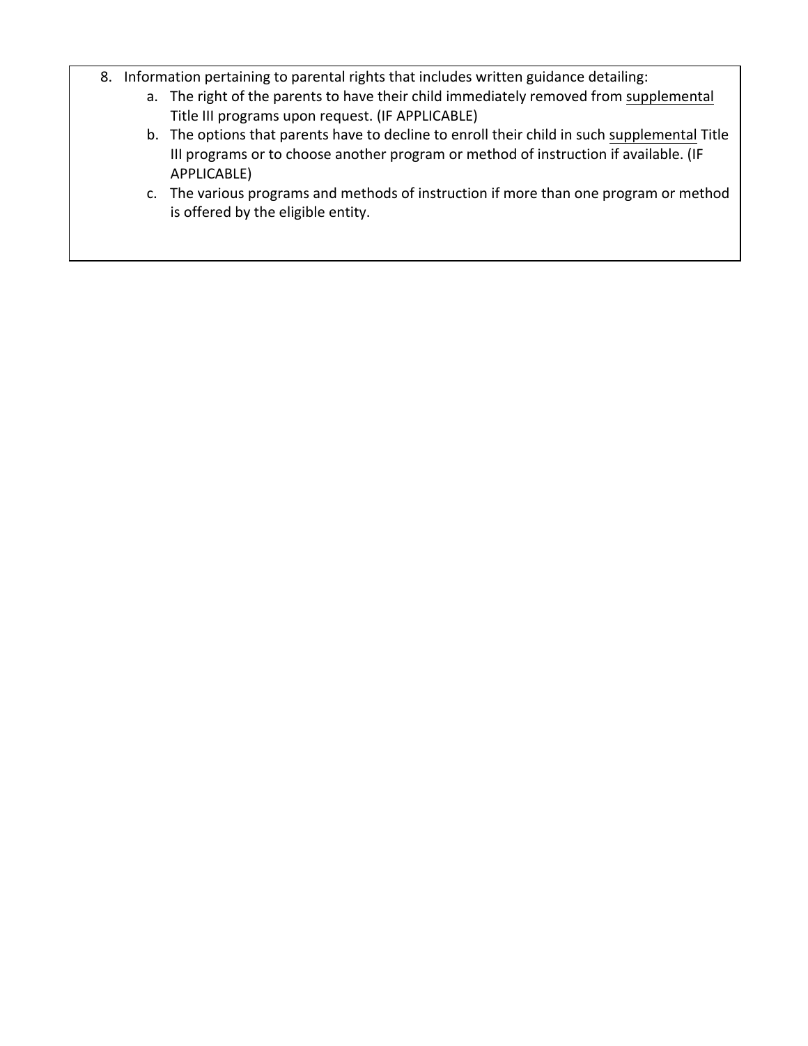8. Information pertaining to parental rights that includes written guidance detailing:
    a. The right of the parents to have their child immediately removed from <u>supplemental</u> Title III programs upon request. (IF APPLICABLE)
    b. The options that parents have to decline to enroll their child in such <u>supplemental</u> Title III programs or to choose another program or method of instruction if available. (IF APPLICABLE)
    c. The various programs and methods of instruction if more than one program or method is offered by the eligible entity.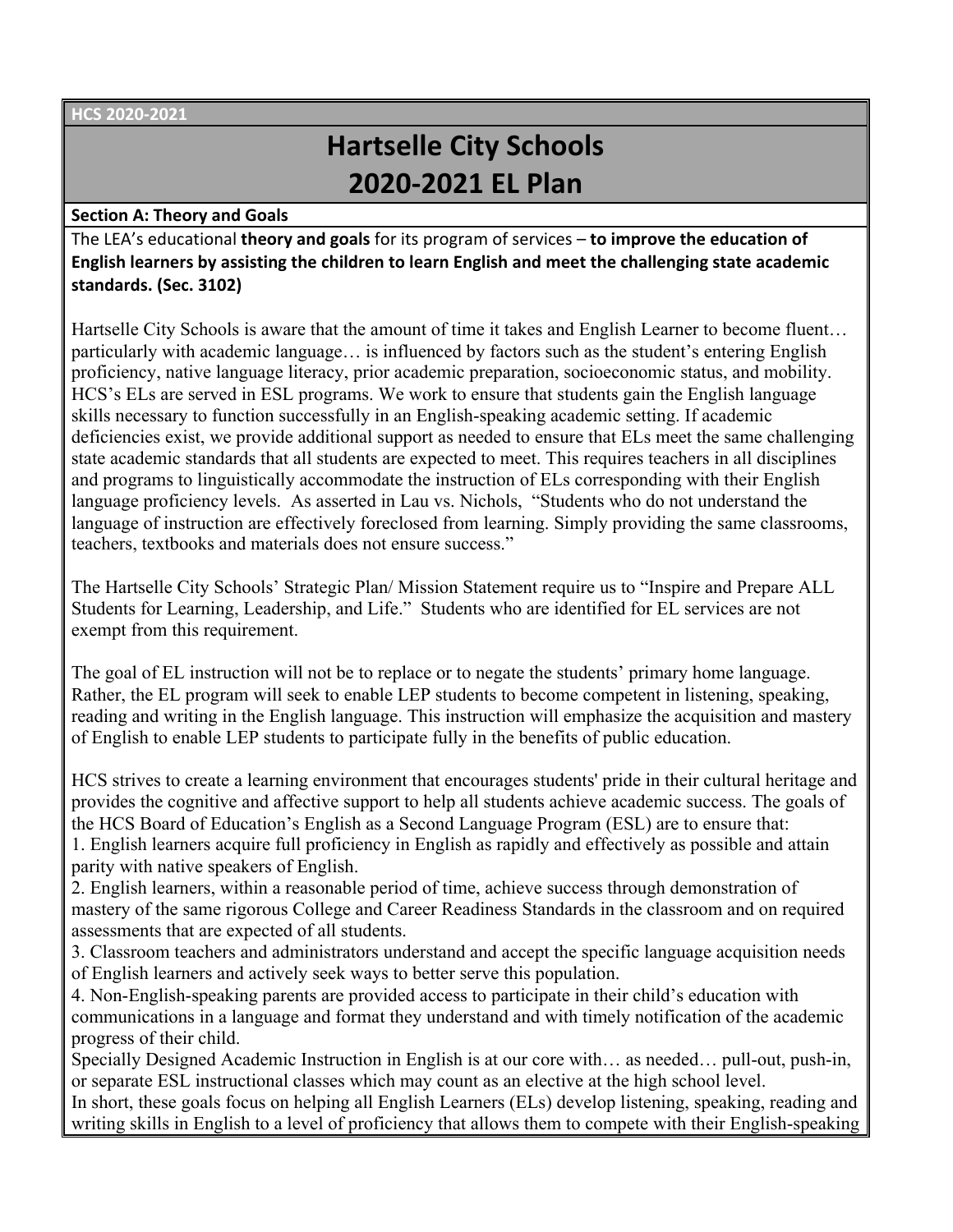**HCS 2020-2021**

# Hartselle City Schools
# 2020-2021 EL Plan

**Section A: Theory and Goals**

The LEA's educational **theory and goals** for its program of services – **to improve the education of English learners by assisting the children to learn English and meet the challenging state academic standards. (Sec. 3102)**

Hartselle City Schools is aware that the amount of time it takes and English Learner to become fluent… particularly with academic language… is influenced by factors such as the student's entering English proficiency, native language literacy, prior academic preparation, socioeconomic status, and mobility. HCS's ELs are served in ESL programs. We work to ensure that students gain the English language skills necessary to function successfully in an English-speaking academic setting. If academic deficiencies exist, we provide additional support as needed to ensure that ELs meet the same challenging state academic standards that all students are expected to meet. This requires teachers in all disciplines and programs to linguistically accommodate the instruction of ELs corresponding with their English language proficiency levels. As asserted in Lau vs. Nichols, "Students who do not understand the language of instruction are effectively foreclosed from learning. Simply providing the same classrooms, teachers, textbooks and materials does not ensure success."

The Hartselle City Schools' Strategic Plan/ Mission Statement require us to "Inspire and Prepare ALL Students for Learning, Leadership, and Life." Students who are identified for EL services are not exempt from this requirement.

The goal of EL instruction will not be to replace or to negate the students' primary home language. Rather, the EL program will seek to enable LEP students to become competent in listening, speaking, reading and writing in the English language. This instruction will emphasize the acquisition and mastery of English to enable LEP students to participate fully in the benefits of public education.

HCS strives to create a learning environment that encourages students' pride in their cultural heritage and provides the cognitive and affective support to help all students achieve academic success. The goals of the HCS Board of Education's English as a Second Language Program (ESL) are to ensure that:

1. English learners acquire full proficiency in English as rapidly and effectively as possible and attain parity with native speakers of English.
2. English learners, within a reasonable period of time, achieve success through demonstration of mastery of the same rigorous College and Career Readiness Standards in the classroom and on required assessments that are expected of all students.
3. Classroom teachers and administrators understand and accept the specific language acquisition needs of English learners and actively seek ways to better serve this population.
4. Non-English-speaking parents are provided access to participate in their child's education with communications in a language and format they understand and with timely notification of the academic progress of their child.

Specially Designed Academic Instruction in English is at our core with… as needed… pull-out, push-in, or separate ESL instructional classes which may count as an elective at the high school level.

In short, these goals focus on helping all English Learners (ELs) develop listening, speaking, reading and writing skills in English to a level of proficiency that allows them to compete with their English-speaking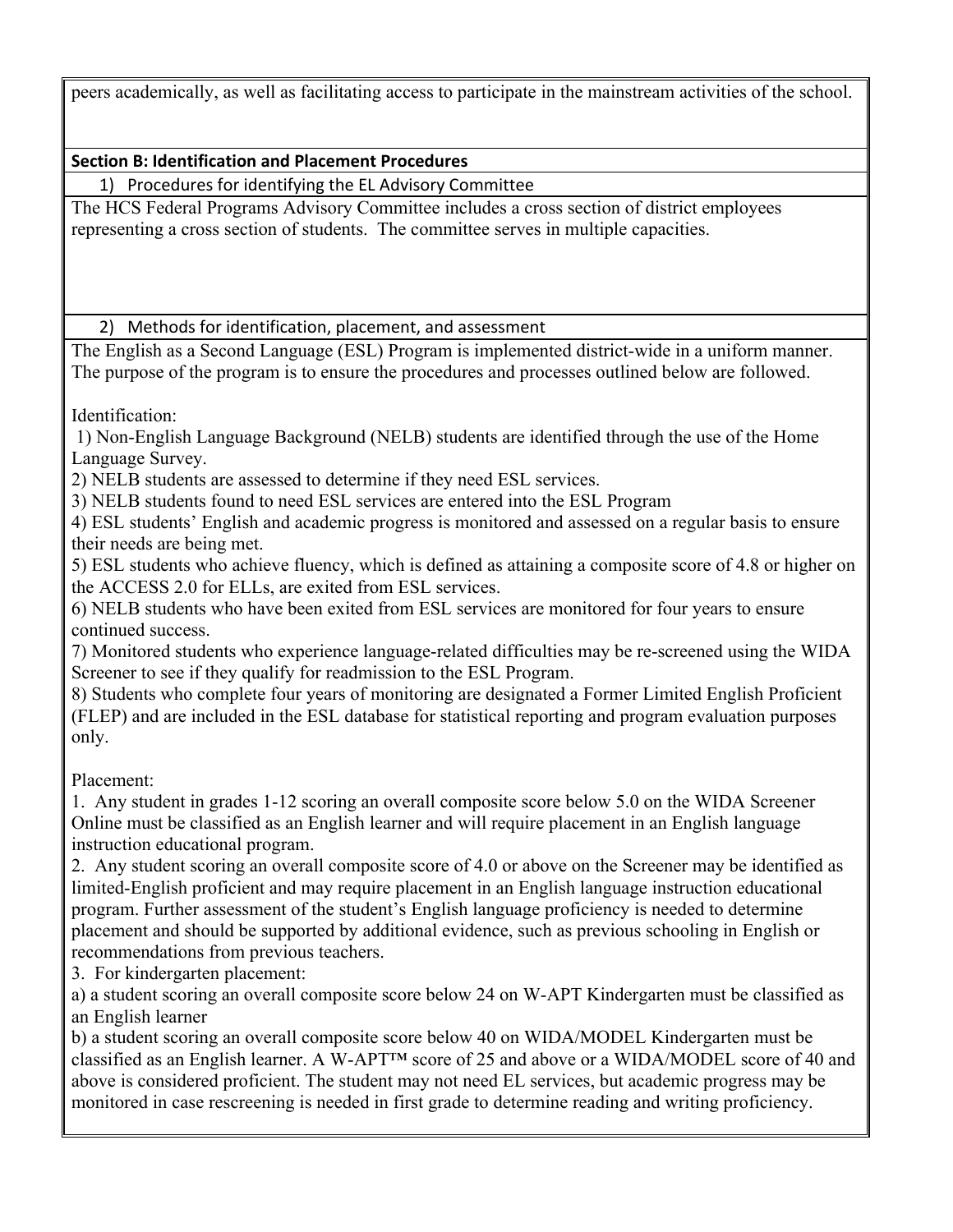peers academically, as well as facilitating access to participate in the mainstream activities of the school.

**Section B: Identification and Placement Procedures**

1) Procedures for identifying the EL Advisory Committee

The HCS Federal Programs Advisory Committee includes a cross section of district employees representing a cross section of students. The committee serves in multiple capacities.

2) Methods for identification, placement, and assessment

The English as a Second Language (ESL) Program is implemented district-wide in a uniform manner. The purpose of the program is to ensure the procedures and processes outlined below are followed.

Identification:

1) Non-English Language Background (NELB) students are identified through the use of the Home Language Survey.
2) NELB students are assessed to determine if they need ESL services.
3) NELB students found to need ESL services are entered into the ESL Program
4) ESL students' English and academic progress is monitored and assessed on a regular basis to ensure their needs are being met.
5) ESL students who achieve fluency, which is defined as attaining a composite score of 4.8 or higher on the ACCESS 2.0 for ELLs, are exited from ESL services.
6) NELB students who have been exited from ESL services are monitored for four years to ensure continued success.
7) Monitored students who experience language-related difficulties may be re-screened using the WIDA Screener to see if they qualify for readmission to the ESL Program.
8) Students who complete four years of monitoring are designated a Former Limited English Proficient (FLEP) and are included in the ESL database for statistical reporting and program evaluation purposes only.

Placement:

1. Any student in grades 1-12 scoring an overall composite score below 5.0 on the WIDA Screener Online must be classified as an English learner and will require placement in an English language instruction educational program.
2. Any student scoring an overall composite score of 4.0 or above on the Screener may be identified as limited-English proficient and may require placement in an English language instruction educational program. Further assessment of the student's English language proficiency is needed to determine placement and should be supported by additional evidence, such as previous schooling in English or recommendations from previous teachers.
3. For kindergarten placement:

a) a student scoring an overall composite score below 24 on W-APT Kindergarten must be classified as an English learner

b) a student scoring an overall composite score below 40 on WIDA/MODEL Kindergarten must be classified as an English learner. A W-APT™ score of 25 and above or a WIDA/MODEL score of 40 and above is considered proficient. The student may not need EL services, but academic progress may be monitored in case rescreening is needed in first grade to determine reading and writing proficiency.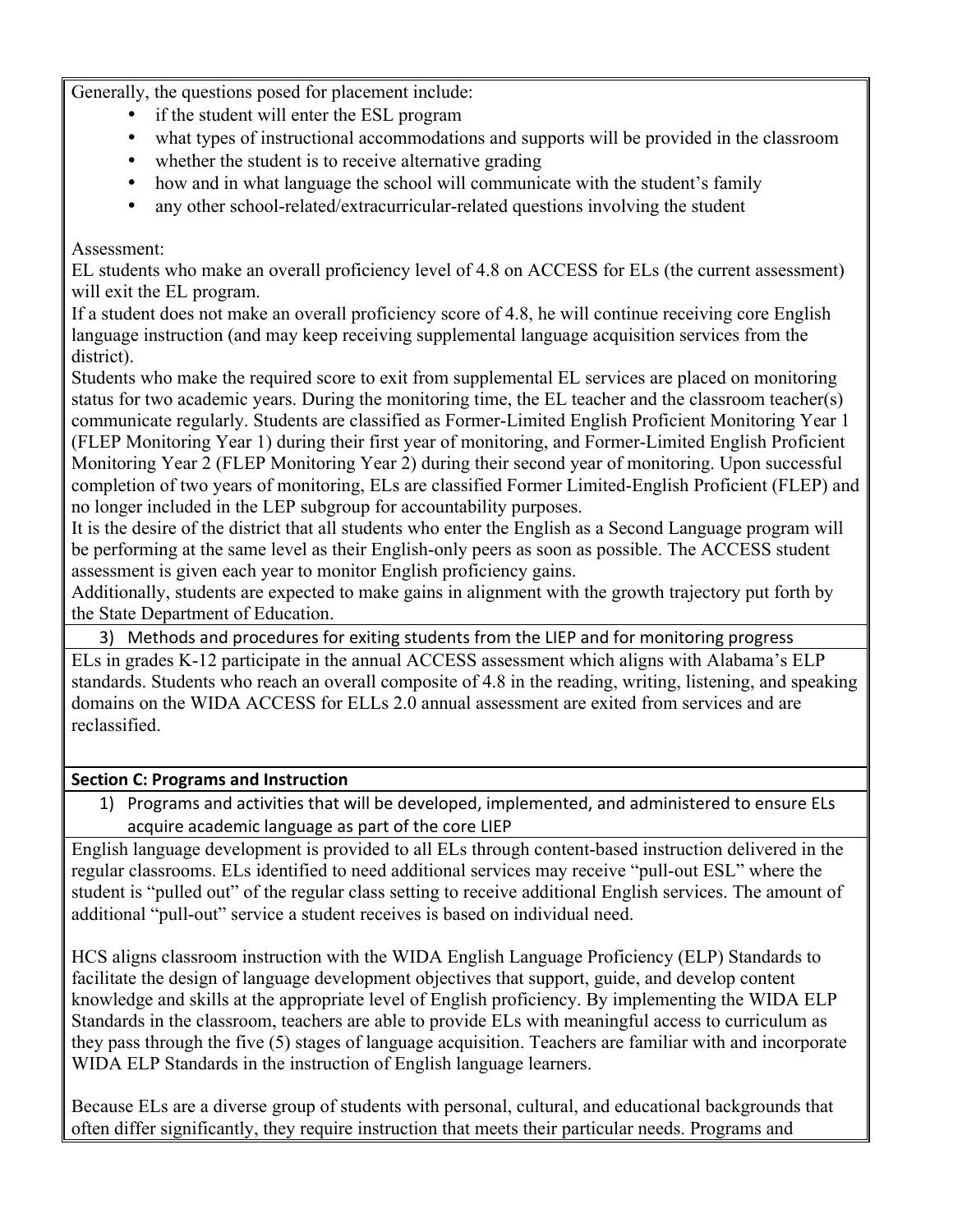Generally, the questions posed for placement include:

- if the student will enter the ESL program
- what types of instructional accommodations and supports will be provided in the classroom
- whether the student is to receive alternative grading
- how and in what language the school will communicate with the student's family
- any other school-related/extracurricular-related questions involving the student

Assessment:

EL students who make an overall proficiency level of 4.8 on ACCESS for ELs (the current assessment) will exit the EL program.

If a student does not make an overall proficiency score of 4.8, he will continue receiving core English language instruction (and may keep receiving supplemental language acquisition services from the district).

Students who make the required score to exit from supplemental EL services are placed on monitoring status for two academic years. During the monitoring time, the EL teacher and the classroom teacher(s) communicate regularly. Students are classified as Former-Limited English Proficient Monitoring Year 1 (FLEP Monitoring Year 1) during their first year of monitoring, and Former-Limited English Proficient Monitoring Year 2 (FLEP Monitoring Year 2) during their second year of monitoring. Upon successful completion of two years of monitoring, ELs are classified Former Limited-English Proficient (FLEP) and no longer included in the LEP subgroup for accountability purposes.

It is the desire of the district that all students who enter the English as a Second Language program will be performing at the same level as their English-only peers as soon as possible. The ACCESS student assessment is given each year to monitor English proficiency gains.

Additionally, students are expected to make gains in alignment with the growth trajectory put forth by the State Department of Education.

3) Methods and procedures for exiting students from the LIEP and for monitoring progress

ELs in grades K-12 participate in the annual ACCESS assessment which aligns with Alabama's ELP standards. Students who reach an overall composite of 4.8 in the reading, writing, listening, and speaking domains on the WIDA ACCESS for ELLs 2.0 annual assessment are exited from services and are reclassified.

**Section C: Programs and Instruction**

1) Programs and activities that will be developed, implemented, and administered to ensure ELs acquire academic language as part of the core LIEP

English language development is provided to all ELs through content-based instruction delivered in the regular classrooms. ELs identified to need additional services may receive "pull-out ESL" where the student is "pulled out" of the regular class setting to receive additional English services. The amount of additional "pull-out" service a student receives is based on individual need.

HCS aligns classroom instruction with the WIDA English Language Proficiency (ELP) Standards to facilitate the design of language development objectives that support, guide, and develop content knowledge and skills at the appropriate level of English proficiency. By implementing the WIDA ELP Standards in the classroom, teachers are able to provide ELs with meaningful access to curriculum as they pass through the five (5) stages of language acquisition. Teachers are familiar with and incorporate WIDA ELP Standards in the instruction of English language learners.

Because ELs are a diverse group of students with personal, cultural, and educational backgrounds that often differ significantly, they require instruction that meets their particular needs. Programs and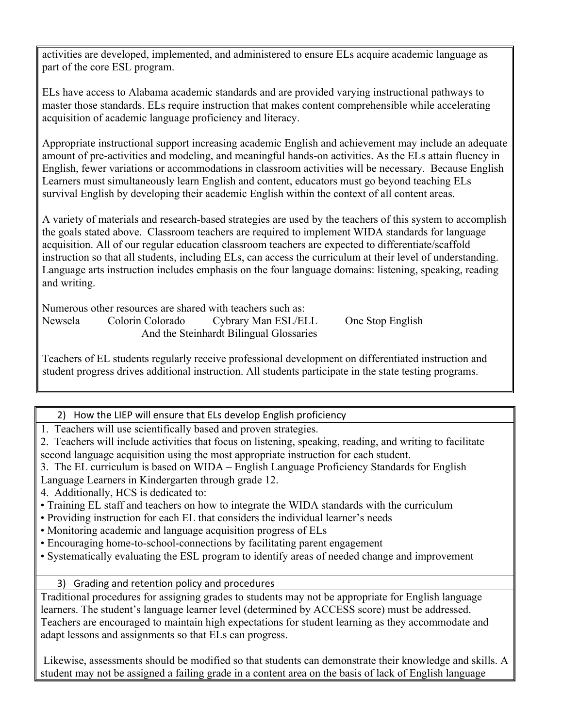activities are developed, implemented, and administered to ensure ELs acquire academic language as part of the core ESL program.

ELs have access to Alabama academic standards and are provided varying instructional pathways to master those standards. ELs require instruction that makes content comprehensible while accelerating acquisition of academic language proficiency and literacy.

Appropriate instructional support increasing academic English and achievement may include an adequate amount of pre-activities and modeling, and meaningful hands-on activities. As the ELs attain fluency in English, fewer variations or accommodations in classroom activities will be necessary. Because English Learners must simultaneously learn English and content, educators must go beyond teaching ELs survival English by developing their academic English within the context of all content areas.

A variety of materials and research-based strategies are used by the teachers of this system to accomplish the goals stated above. Classroom teachers are required to implement WIDA standards for language acquisition. All of our regular education classroom teachers are expected to differentiate/scaffold instruction so that all students, including ELs, can access the curriculum at their level of understanding. Language arts instruction includes emphasis on the four language domains: listening, speaking, reading and writing.

Numerous other resources are shared with teachers such as:

Newsela   Colorin Colorado   Cybrary Man ESL/ELL   One Stop English
And the Steinhardt Bilingual Glossaries

Teachers of EL students regularly receive professional development on differentiated instruction and student progress drives additional instruction. All students participate in the state testing programs.

## 2) How the LIEP will ensure that ELs develop English proficiency

1. Teachers will use scientifically based and proven strategies.
2. Teachers will include activities that focus on listening, speaking, reading, and writing to facilitate second language acquisition using the most appropriate instruction for each student.
3. The EL curriculum is based on WIDA – English Language Proficiency Standards for English Language Learners in Kindergarten through grade 12.
4. Additionally, HCS is dedicated to:

- Training EL staff and teachers on how to integrate the WIDA standards with the curriculum
- Providing instruction for each EL that considers the individual learner's needs
- Monitoring academic and language acquisition progress of ELs
- Encouraging home-to-school-connections by facilitating parent engagement
- Systematically evaluating the ESL program to identify areas of needed change and improvement

## 3) Grading and retention policy and procedures

Traditional procedures for assigning grades to students may not be appropriate for English language learners. The student's language learner level (determined by ACCESS score) must be addressed. Teachers are encouraged to maintain high expectations for student learning as they accommodate and adapt lessons and assignments so that ELs can progress.

Likewise, assessments should be modified so that students can demonstrate their knowledge and skills. A student may not be assigned a failing grade in a content area on the basis of lack of English language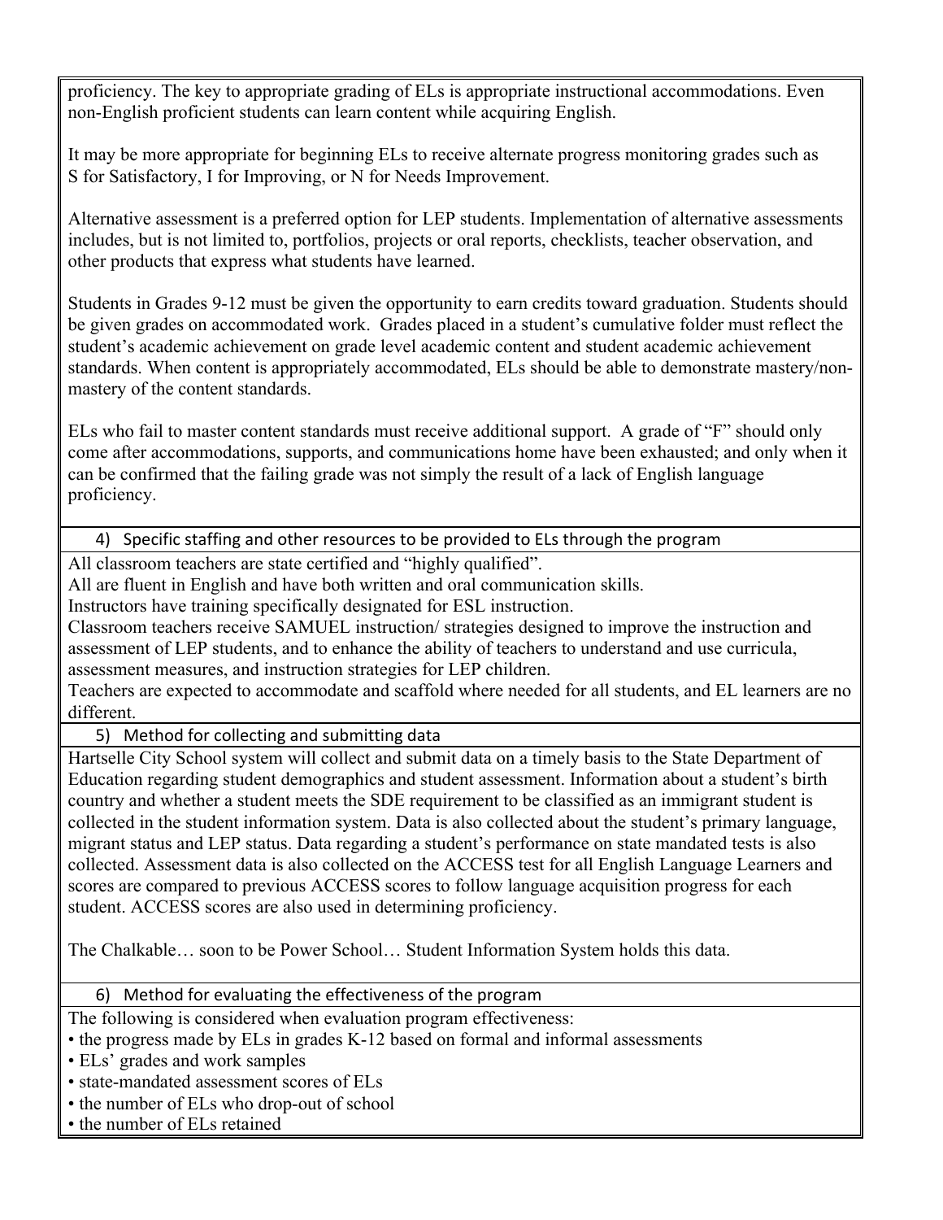proficiency. The key to appropriate grading of ELs is appropriate instructional accommodations. Even non-English proficient students can learn content while acquiring English.

It may be more appropriate for beginning ELs to receive alternate progress monitoring grades such as S for Satisfactory, I for Improving, or N for Needs Improvement.

Alternative assessment is a preferred option for LEP students. Implementation of alternative assessments includes, but is not limited to, portfolios, projects or oral reports, checklists, teacher observation, and other products that express what students have learned.

Students in Grades 9-12 must be given the opportunity to earn credits toward graduation. Students should be given grades on accommodated work. Grades placed in a student's cumulative folder must reflect the student's academic achievement on grade level academic content and student academic achievement standards. When content is appropriately accommodated, ELs should be able to demonstrate mastery/non-mastery of the content standards.

ELs who fail to master content standards must receive additional support. A grade of "F" should only come after accommodations, supports, and communications home have been exhausted; and only when it can be confirmed that the failing grade was not simply the result of a lack of English language proficiency.

## 4) Specific staffing and other resources to be provided to ELs through the program

All classroom teachers are state certified and "highly qualified".
All are fluent in English and have both written and oral communication skills.
Instructors have training specifically designated for ESL instruction.
Classroom teachers receive SAMUEL instruction/ strategies designed to improve the instruction and assessment of LEP students, and to enhance the ability of teachers to understand and use curricula, assessment measures, and instruction strategies for LEP children.
Teachers are expected to accommodate and scaffold where needed for all students, and EL learners are no different.

## 5) Method for collecting and submitting data

Hartselle City School system will collect and submit data on a timely basis to the State Department of Education regarding student demographics and student assessment. Information about a student's birth country and whether a student meets the SDE requirement to be classified as an immigrant student is collected in the student information system. Data is also collected about the student's primary language, migrant status and LEP status. Data regarding a student's performance on state mandated tests is also collected. Assessment data is also collected on the ACCESS test for all English Language Learners and scores are compared to previous ACCESS scores to follow language acquisition progress for each student. ACCESS scores are also used in determining proficiency.

The Chalkable… soon to be Power School… Student Information System holds this data.

## 6) Method for evaluating the effectiveness of the program

The following is considered when evaluation program effectiveness:

- the progress made by ELs in grades K-12 based on formal and informal assessments
- ELs' grades and work samples
- state-mandated assessment scores of ELs
- the number of ELs who drop-out of school
- the number of ELs retained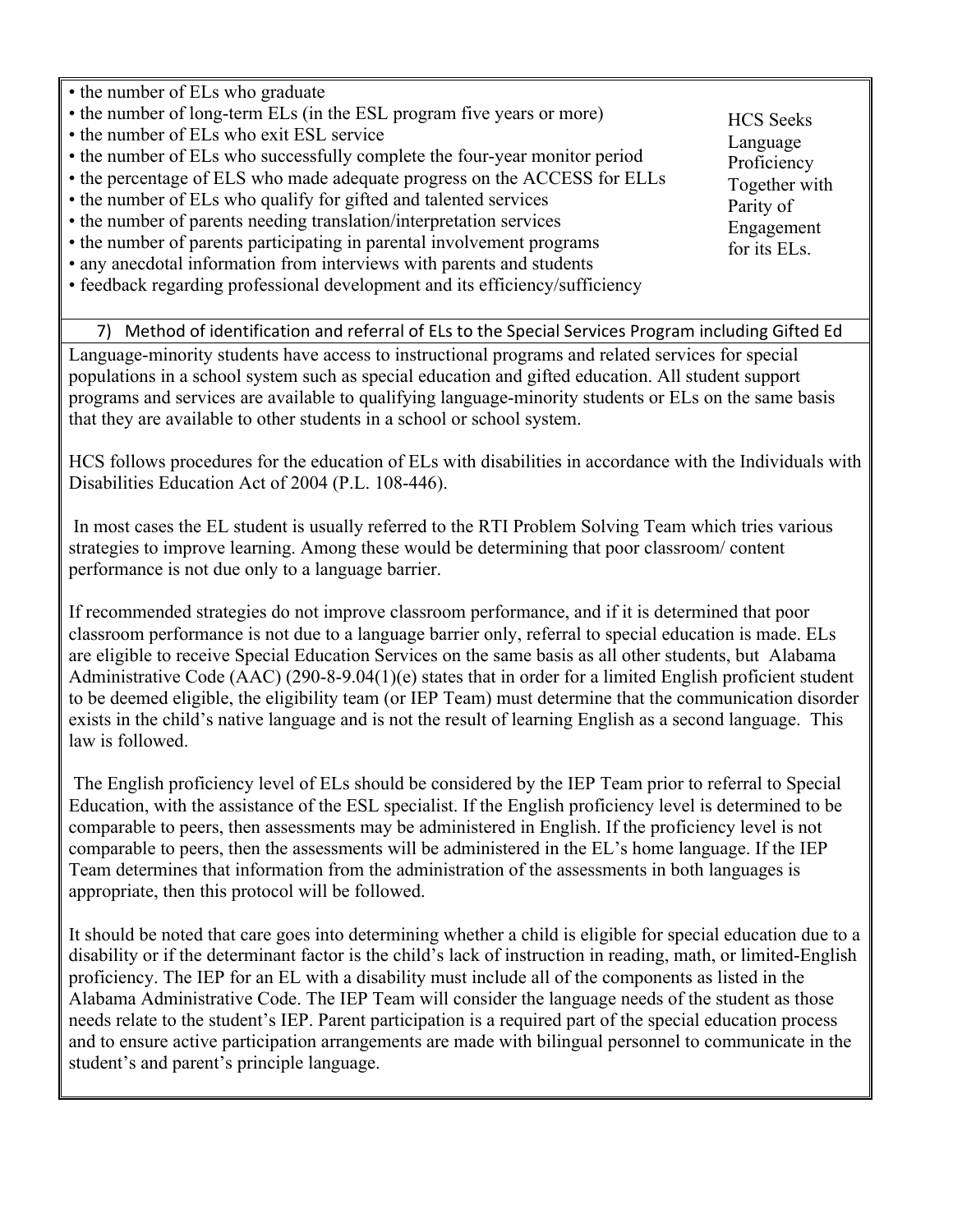| | |
|---|---|
| • the number of ELs who graduate<br>• the number of long-term ELs (in the ESL program five years or more)<br>• the number of ELs who exit ESL service<br>• the number of ELs who successfully complete the four-year monitor period<br>• the percentage of ELS who made adequate progress on the ACCESS for ELLs<br>• the number of ELs who qualify for gifted and talented services<br>• the number of parents needing translation/interpretation services<br>• the number of parents participating in parental involvement programs<br>• any anecdotal information from interviews with parents and students<br>• feedback regarding professional development and its efficiency/sufficiency | HCS Seeks Language Proficiency Together with Parity of Engagement for its ELs. |

7) Method of identification and referral of ELs to the Special Services Program including Gifted Ed

Language-minority students have access to instructional programs and related services for special populations in a school system such as special education and gifted education. All student support programs and services are available to qualifying language-minority students or ELs on the same basis that they are available to other students in a school or school system.

HCS follows procedures for the education of ELs with disabilities in accordance with the Individuals with Disabilities Education Act of 2004 (P.L. 108-446).

In most cases the EL student is usually referred to the RTI Problem Solving Team which tries various strategies to improve learning. Among these would be determining that poor classroom/ content performance is not due only to a language barrier.

If recommended strategies do not improve classroom performance, and if it is determined that poor classroom performance is not due to a language barrier only, referral to special education is made. ELs are eligible to receive Special Education Services on the same basis as all other students, but Alabama Administrative Code (AAC) (290-8-9.04(1)(e) states that in order for a limited English proficient student to be deemed eligible, the eligibility team (or IEP Team) must determine that the communication disorder exists in the child's native language and is not the result of learning English as a second language. This law is followed.

The English proficiency level of ELs should be considered by the IEP Team prior to referral to Special Education, with the assistance of the ESL specialist. If the English proficiency level is determined to be comparable to peers, then assessments may be administered in English. If the proficiency level is not comparable to peers, then the assessments will be administered in the EL's home language. If the IEP Team determines that information from the administration of the assessments in both languages is appropriate, then this protocol will be followed.

It should be noted that care goes into determining whether a child is eligible for special education due to a disability or if the determinant factor is the child's lack of instruction in reading, math, or limited-English proficiency. The IEP for an EL with a disability must include all of the components as listed in the Alabama Administrative Code. The IEP Team will consider the language needs of the student as those needs relate to the student's IEP. Parent participation is a required part of the special education process and to ensure active participation arrangements are made with bilingual personnel to communicate in the student's and parent's principle language.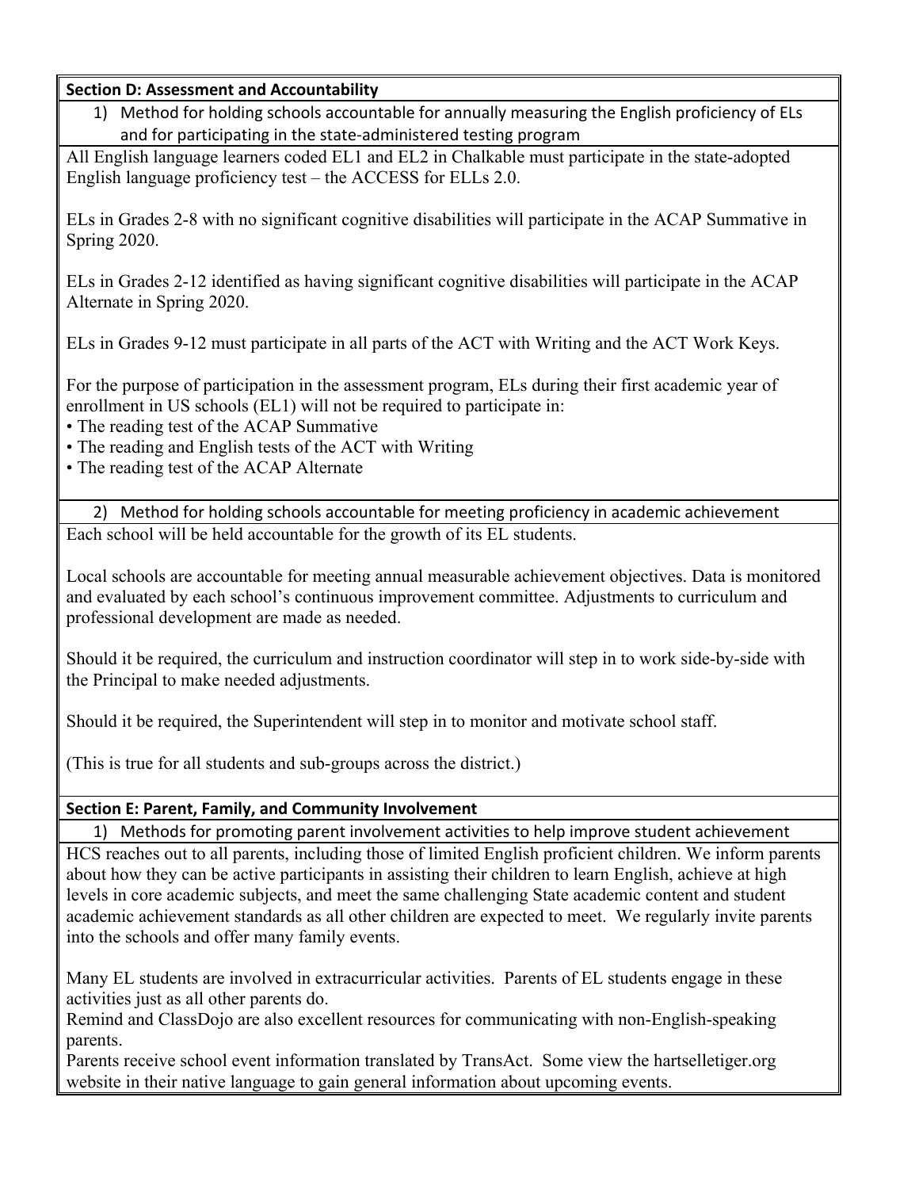## Section D: Assessment and Accountability

### 1) Method for holding schools accountable for annually measuring the English proficiency of ELs and for participating in the state-administered testing program

All English language learners coded EL1 and EL2 in Chalkable must participate in the state-adopted English language proficiency test – the ACCESS for ELLs 2.0.

ELs in Grades 2-8 with no significant cognitive disabilities will participate in the ACAP Summative in Spring 2020.

ELs in Grades 2-12 identified as having significant cognitive disabilities will participate in the ACAP Alternate in Spring 2020.

ELs in Grades 9-12 must participate in all parts of the ACT with Writing and the ACT Work Keys.

For the purpose of participation in the assessment program, ELs during their first academic year of enrollment in US schools (EL1) will not be required to participate in:

- The reading test of the ACAP Summative
- The reading and English tests of the ACT with Writing
- The reading test of the ACAP Alternate

### 2) Method for holding schools accountable for meeting proficiency in academic achievement

Each school will be held accountable for the growth of its EL students.

Local schools are accountable for meeting annual measurable achievement objectives. Data is monitored and evaluated by each school's continuous improvement committee. Adjustments to curriculum and professional development are made as needed.

Should it be required, the curriculum and instruction coordinator will step in to work side-by-side with the Principal to make needed adjustments.

Should it be required, the Superintendent will step in to monitor and motivate school staff.

(This is true for all students and sub-groups across the district.)

## Section E: Parent, Family, and Community Involvement

### 1) Methods for promoting parent involvement activities to help improve student achievement

HCS reaches out to all parents, including those of limited English proficient children. We inform parents about how they can be active participants in assisting their children to learn English, achieve at high levels in core academic subjects, and meet the same challenging State academic content and student academic achievement standards as all other children are expected to meet. We regularly invite parents into the schools and offer many family events.

Many EL students are involved in extracurricular activities. Parents of EL students engage in these activities just as all other parents do.
Remind and ClassDojo are also excellent resources for communicating with non-English-speaking parents.
Parents receive school event information translated by TransAct. Some view the hartselletiger.org website in their native language to gain general information about upcoming events.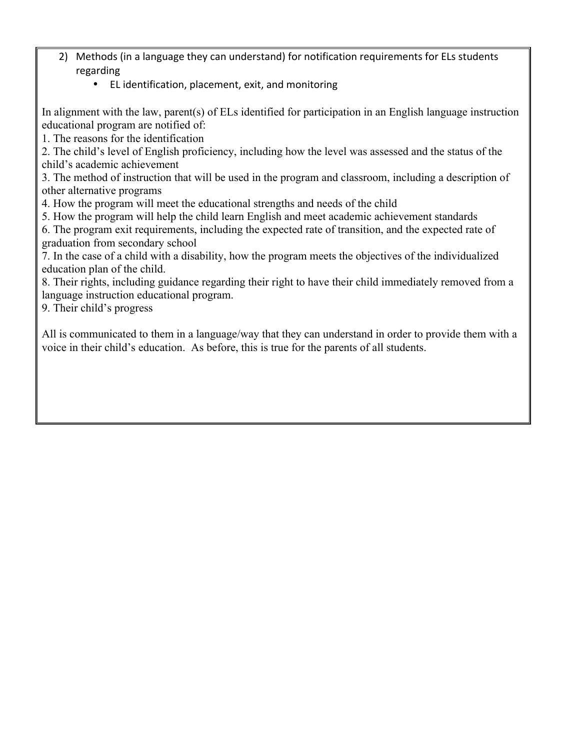2) Methods (in a language they can understand) for notification requirements for ELs students regarding
    - EL identification, placement, exit, and monitoring

In alignment with the law, parent(s) of ELs identified for participation in an English language instruction educational program are notified of:

1. The reasons for the identification
2. The child's level of English proficiency, including how the level was assessed and the status of the child's academic achievement
3. The method of instruction that will be used in the program and classroom, including a description of other alternative programs
4. How the program will meet the educational strengths and needs of the child
5. How the program will help the child learn English and meet academic achievement standards
6. The program exit requirements, including the expected rate of transition, and the expected rate of graduation from secondary school
7. In the case of a child with a disability, how the program meets the objectives of the individualized education plan of the child.
8. Their rights, including guidance regarding their right to have their child immediately removed from a language instruction educational program.
9. Their child's progress

All is communicated to them in a language/way that they can understand in order to provide them with a voice in their child's education. As before, this is true for the parents of all students.